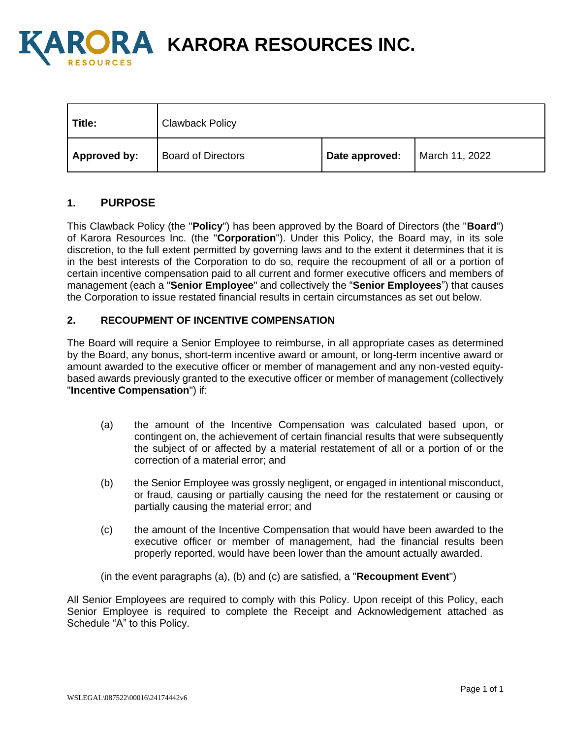# KARORA RESOURCES INC.

| Title: | Clawback Policy | | |
|---|---|---|---|
| Approved by: | Board of Directors | Date approved: | March 11, 2022 |

## 1. PURPOSE

This Clawback Policy (the "**Policy**") has been approved by the Board of Directors (the "**Board**") of Karora Resources Inc. (the "**Corporation**"). Under this Policy, the Board may, in its sole discretion, to the full extent permitted by governing laws and to the extent it determines that it is in the best interests of the Corporation to do so, require the recoupment of all or a portion of certain incentive compensation paid to all current and former executive officers and members of management (each a "**Senior Employee**" and collectively the "**Senior Employees**") that causes the Corporation to issue restated financial results in certain circumstances as set out below.

## 2. RECOUPMENT OF INCENTIVE COMPENSATION

The Board will require a Senior Employee to reimburse, in all appropriate cases as determined by the Board, any bonus, short-term incentive award or amount, or long-term incentive award or amount awarded to the executive officer or member of management and any non-vested equity-based awards previously granted to the executive officer or member of management (collectively "**Incentive Compensation**") if:

(a) the amount of the Incentive Compensation was calculated based upon, or contingent on, the achievement of certain financial results that were subsequently the subject of or affected by a material restatement of all or a portion of or the correction of a material error; and

(b) the Senior Employee was grossly negligent, or engaged in intentional misconduct, or fraud, causing or partially causing the need for the restatement or causing or partially causing the material error; and

(c) the amount of the Incentive Compensation that would have been awarded to the executive officer or member of management, had the financial results been properly reported, would have been lower than the amount actually awarded.

(in the event paragraphs (a), (b) and (c) are satisfied, a "**Recoupment Event**")

All Senior Employees are required to comply with this Policy. Upon receipt of this Policy, each Senior Employee is required to complete the Receipt and Acknowledgement attached as Schedule "A" to this Policy.

WSLEGAL\087522\00016\24174442v6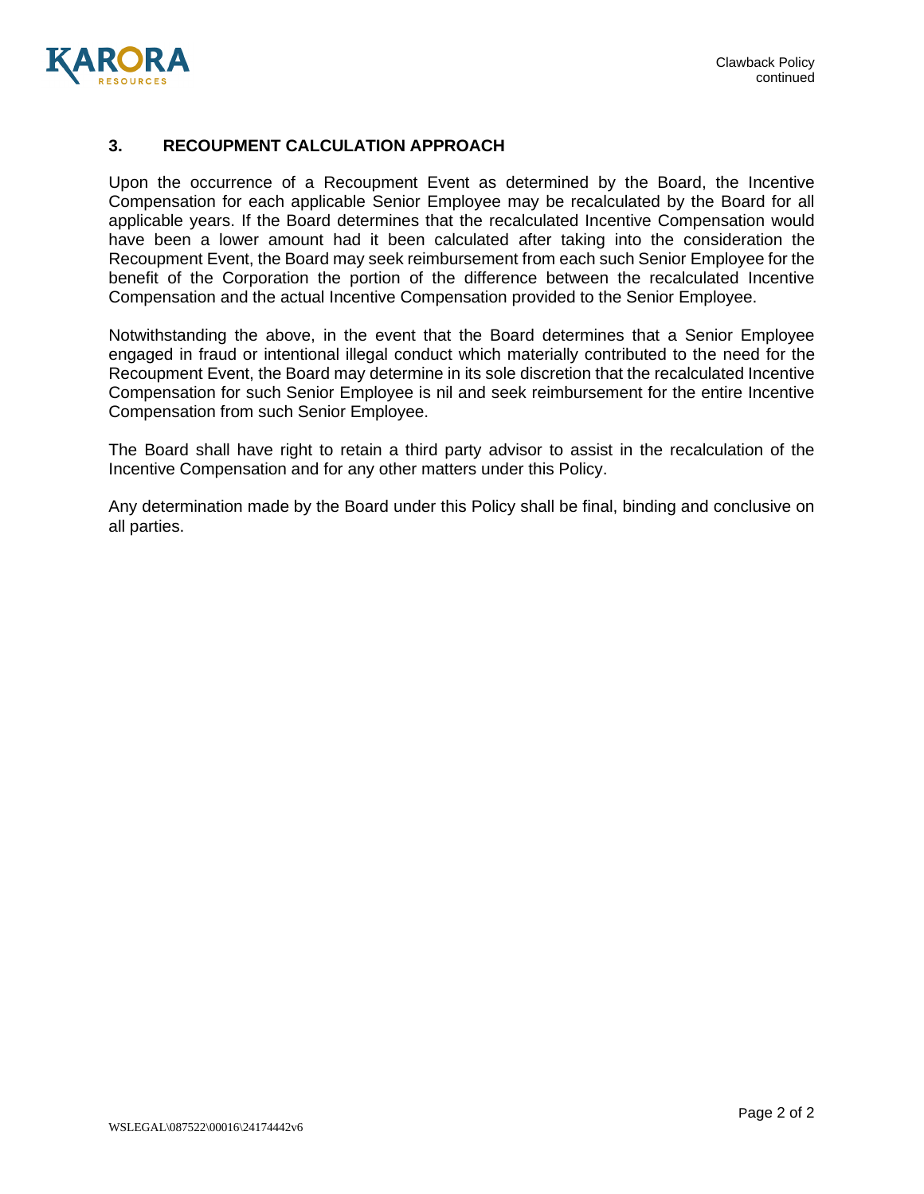## 3. RECOUPMENT CALCULATION APPROACH

Upon the occurrence of a Recoupment Event as determined by the Board, the Incentive Compensation for each applicable Senior Employee may be recalculated by the Board for all applicable years. If the Board determines that the recalculated Incentive Compensation would have been a lower amount had it been calculated after taking into the consideration the Recoupment Event, the Board may seek reimbursement from each such Senior Employee for the benefit of the Corporation the portion of the difference between the recalculated Incentive Compensation and the actual Incentive Compensation provided to the Senior Employee.

Notwithstanding the above, in the event that the Board determines that a Senior Employee engaged in fraud or intentional illegal conduct which materially contributed to the need for the Recoupment Event, the Board may determine in its sole discretion that the recalculated Incentive Compensation for such Senior Employee is nil and seek reimbursement for the entire Incentive Compensation from such Senior Employee.

The Board shall have right to retain a third party advisor to assist in the recalculation of the Incentive Compensation and for any other matters under this Policy.

Any determination made by the Board under this Policy shall be final, binding and conclusive on all parties.

WSLEGAL\087522\00016\24174442v6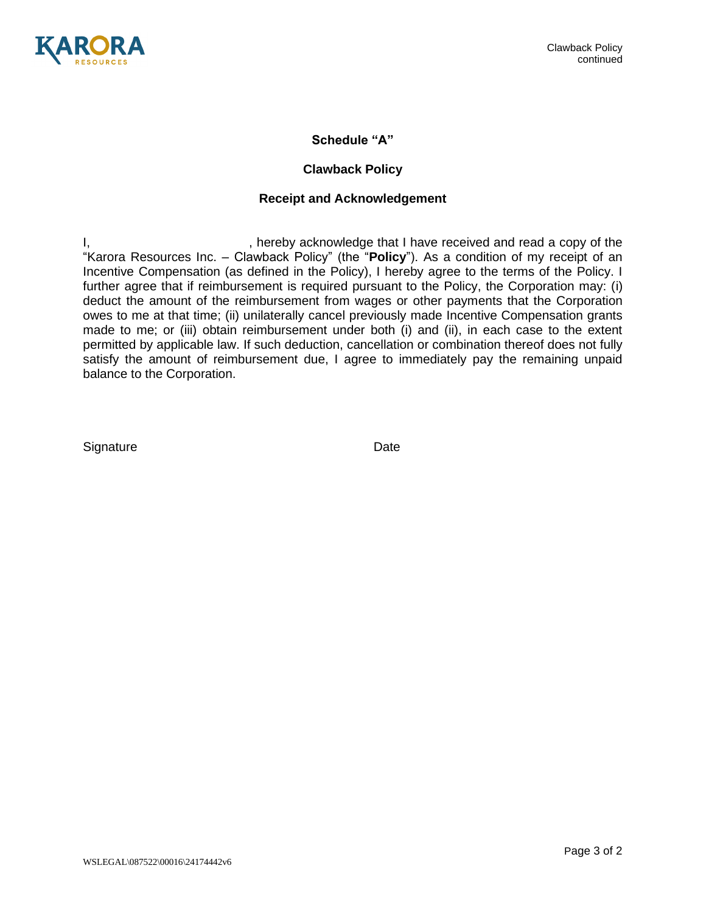**Schedule "A"**

**Clawback Policy**

**Receipt and Acknowledgement**

I, \_\_\_\_\_\_\_\_\_\_\_\_\_\_\_\_\_\_\_\_\_\_\_\_, hereby acknowledge that I have received and read a copy of the "Karora Resources Inc. – Clawback Policy" (the "**Policy**"). As a condition of my receipt of an Incentive Compensation (as defined in the Policy), I hereby agree to the terms of the Policy. I further agree that if reimbursement is required pursuant to the Policy, the Corporation may: (i) deduct the amount of the reimbursement from wages or other payments that the Corporation owes to me at that time; (ii) unilaterally cancel previously made Incentive Compensation grants made to me; or (iii) obtain reimbursement under both (i) and (ii), in each case to the extent permitted by applicable law. If such deduction, cancellation or combination thereof does not fully satisfy the amount of reimbursement due, I agree to immediately pay the remaining unpaid balance to the Corporation.

Signature Date

WSLEGAL\087522\00016\24174442v6